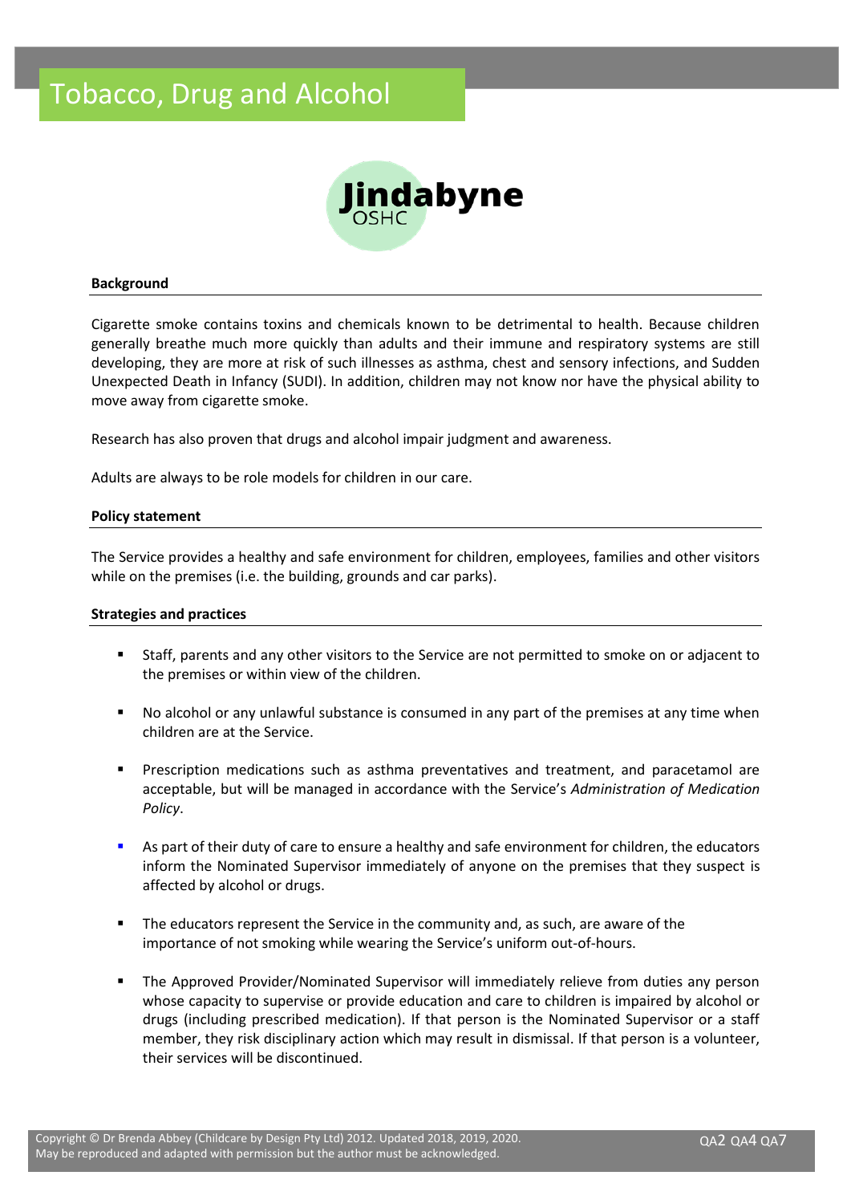# Tobacco, Drug and Alcohol

Jindabyne OSHC

## Background

Cigarette smoke contains toxins and chemicals known to be detrimental to health. Because children generally breathe much more quickly than adults and their immune and respiratory systems are still developing, they are more at risk of such illnesses as asthma, chest and sensory infections, and Sudden Unexpected Death in Infancy (SUDI). In addition, children may not know nor have the physical ability to move away from cigarette smoke.

Research has also proven that drugs and alcohol impair judgment and awareness.

Adults are always to be role models for children in our care.

## Policy statement

The Service provides a healthy and safe environment for children, employees, families and other visitors while on the premises (i.e. the building, grounds and car parks).

## Strategies and practices

- Staff, parents and any other visitors to the Service are not permitted to smoke on or adjacent to the premises or within view of the children.
- No alcohol or any unlawful substance is consumed in any part of the premises at any time when children are at the Service.
- Prescription medications such as asthma preventatives and treatment, and paracetamol are acceptable, but will be managed in accordance with the Service's *Administration of Medication Policy*.
- As part of their duty of care to ensure a healthy and safe environment for children, the educators inform the Nominated Supervisor immediately of anyone on the premises that they suspect is affected by alcohol or drugs.
- The educators represent the Service in the community and, as such, are aware of the importance of not smoking while wearing the Service's uniform out-of-hours.
- The Approved Provider/Nominated Supervisor will immediately relieve from duties any person whose capacity to supervise or provide education and care to children is impaired by alcohol or drugs (including prescribed medication). If that person is the Nominated Supervisor or a staff member, they risk disciplinary action which may result in dismissal. If that person is a volunteer, their services will be discontinued.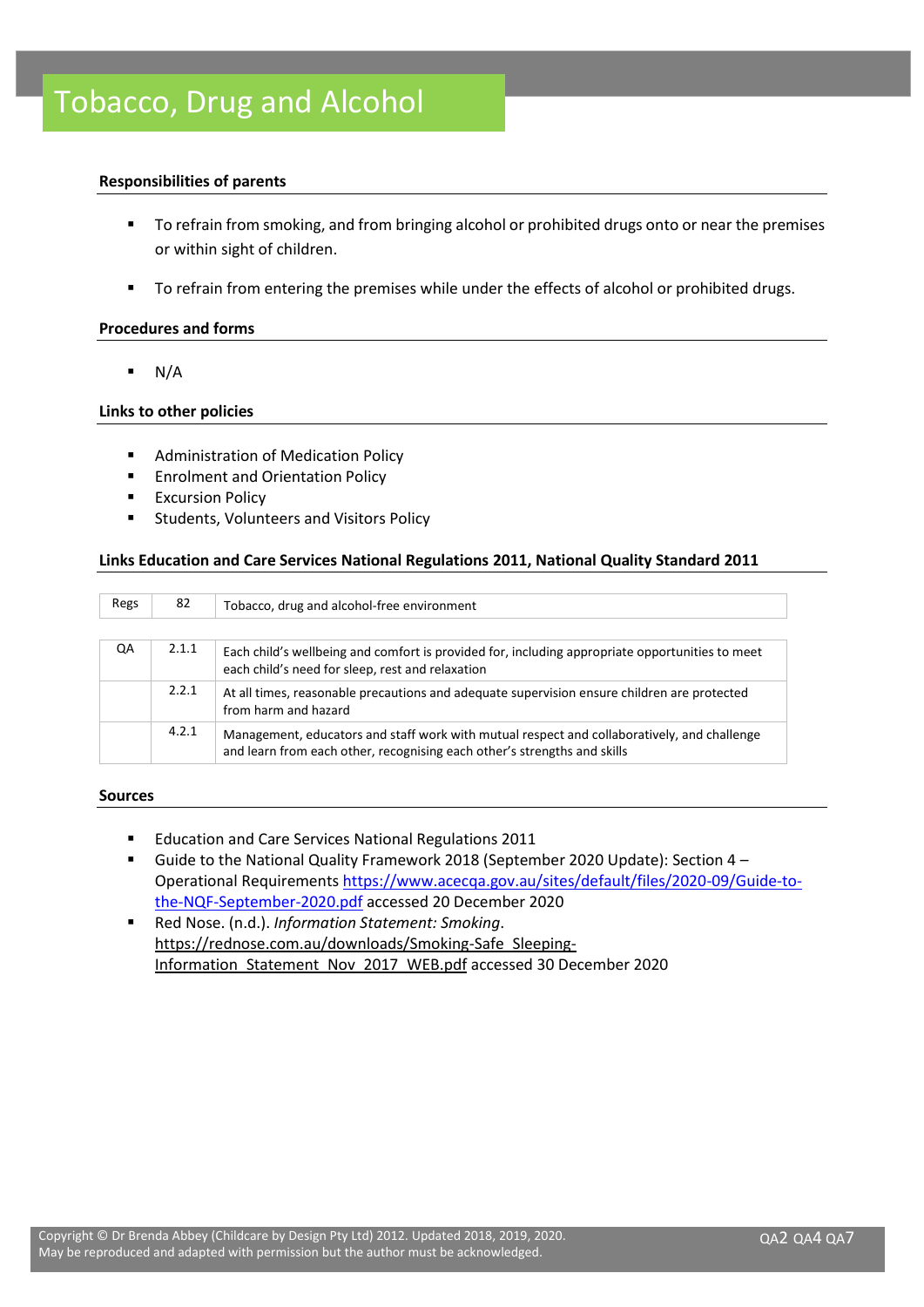# Tobacco, Drug and Alcohol

**Responsibilities of parents**

- To refrain from smoking, and from bringing alcohol or prohibited drugs onto or near the premises or within sight of children.
- To refrain from entering the premises while under the effects of alcohol or prohibited drugs.

**Procedures and forms**

- N/A

**Links to other policies**

- Administration of Medication Policy
- Enrolment and Orientation Policy
- Excursion Policy
- Students, Volunteers and Visitors Policy

**Links Education and Care Services National Regulations 2011, National Quality Standard 2011**

| | | |
|---|---|---|
| Regs | 82 | Tobacco, drug and alcohol-free environment |

| | | |
|---|---|---|
| QA | 2.1.1 | Each child's wellbeing and comfort is provided for, including appropriate opportunities to meet each child's need for sleep, rest and relaxation |
| | 2.2.1 | At all times, reasonable precautions and adequate supervision ensure children are protected from harm and hazard |
| | 4.2.1 | Management, educators and staff work with mutual respect and collaboratively, and challenge and learn from each other, recognising each other's strengths and skills |

**Sources**

- Education and Care Services National Regulations 2011
- Guide to the National Quality Framework 2018 (September 2020 Update): Section 4 – Operational Requirements https://www.acecqa.gov.au/sites/default/files/2020-09/Guide-to-the-NQF-September-2020.pdf accessed 20 December 2020
- Red Nose. (n.d.). *Information Statement: Smoking*. https://rednose.com.au/downloads/Smoking-Safe_Sleeping-Information_Statement_Nov_2017_WEB.pdf accessed 30 December 2020

Copyright © Dr Brenda Abbey (Childcare by Design Pty Ltd) 2012. Updated 2018, 2019, 2020. May be reproduced and adapted with permission but the author must be acknowledged.

QA2 QA4 QA7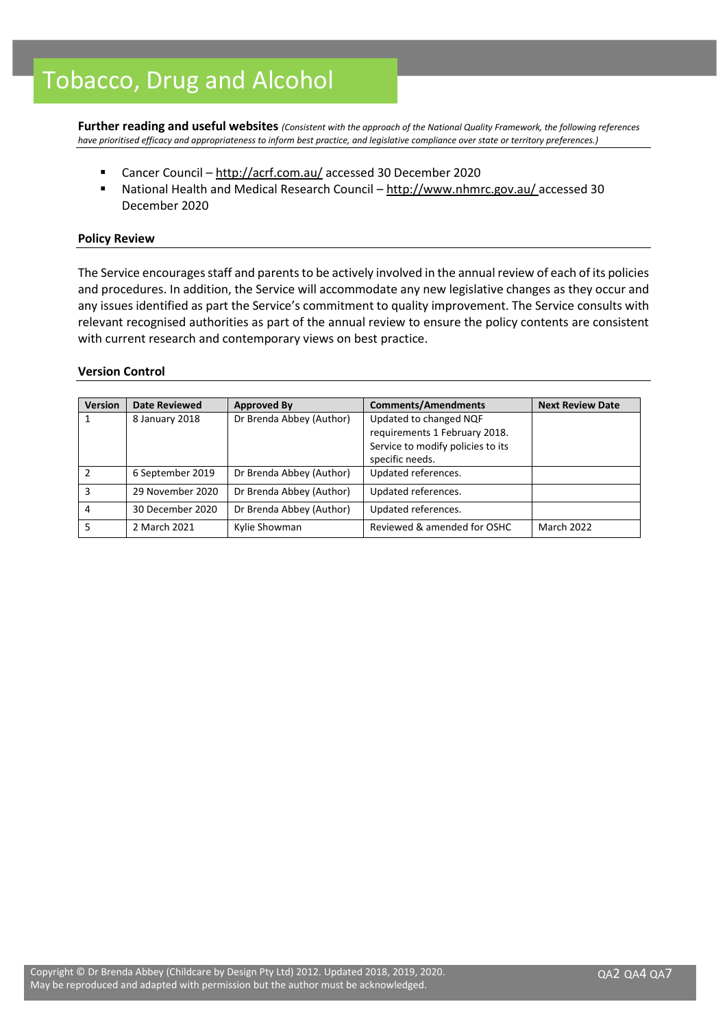# Tobacco, Drug and Alcohol

**Further reading and useful websites** *(Consistent with the approach of the National Quality Framework, the following references have prioritised efficacy and appropriateness to inform best practice, and legislative compliance over state or territory preferences.)*

- Cancer Council – http://acrf.com.au/ accessed 30 December 2020
- National Health and Medical Research Council – http://www.nhmrc.gov.au/ accessed 30 December 2020

**Policy Review**

The Service encourages staff and parents to be actively involved in the annual review of each of its policies and procedures. In addition, the Service will accommodate any new legislative changes as they occur and any issues identified as part the Service's commitment to quality improvement. The Service consults with relevant recognised authorities as part of the annual review to ensure the policy contents are consistent with current research and contemporary views on best practice.

**Version Control**

| Version | Date Reviewed | Approved By | Comments/Amendments | Next Review Date |
|---|---|---|---|---|
| 1 | 8 January 2018 | Dr Brenda Abbey (Author) | Updated to changed NQF requirements 1 February 2018. Service to modify policies to its specific needs. | |
| 2 | 6 September 2019 | Dr Brenda Abbey (Author) | Updated references. | |
| 3 | 29 November 2020 | Dr Brenda Abbey (Author) | Updated references. | |
| 4 | 30 December 2020 | Dr Brenda Abbey (Author) | Updated references. | |
| 5 | 2 March 2021 | Kylie Showman | Reviewed & amended for OSHC | March 2022 |

Copyright © Dr Brenda Abbey (Childcare by Design Pty Ltd) 2012. Updated 2018, 2019, 2020. May be reproduced and adapted with permission but the author must be acknowledged.

QA2 QA4 QA7